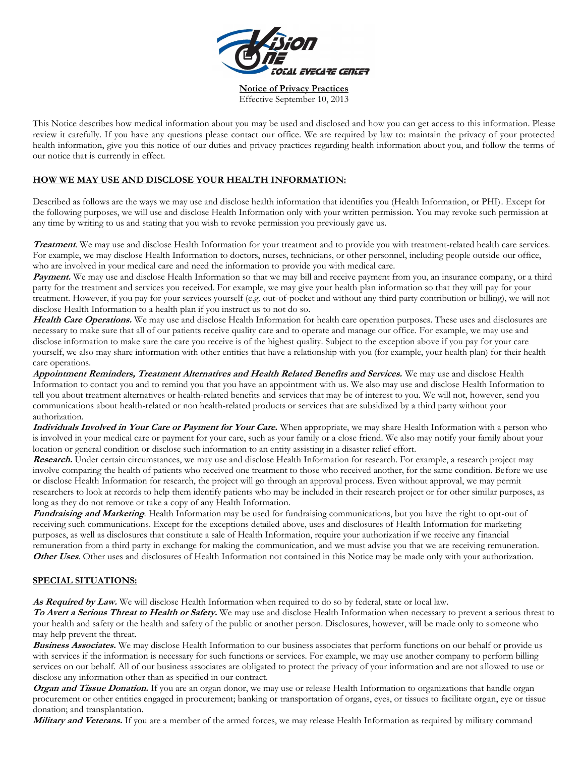**Notice of Privacy Practices**

Effective September 10, 2013

This Notice describes how medical information about you may be used and disclosed and how you can get access to this information. Please review it carefully. If you have any questions please contact our office. We are required by law to: maintain the privacy of your protected health information, give you this notice of our duties and privacy practices regarding health information about you, and follow the terms of our notice that is currently in effect.

## HOW WE MAY USE AND DISCLOSE YOUR HEALTH INFORMATION:

Described as follows are the ways we may use and disclose health information that identifies you (Health Information, or PHI). Except for the following purposes, we will use and disclose Health Information only with your written permission. You may revoke such permission at any time by writing to us and stating that you wish to revoke permission you previously gave us.

***Treatment***. We may use and disclose Health Information for your treatment and to provide you with treatment-related health care services. For example, we may disclose Health Information to doctors, nurses, technicians, or other personnel, including people outside our office, who are involved in your medical care and need the information to provide you with medical care.

***Payment.*** We may use and disclose Health Information so that we may bill and receive payment from you, an insurance company, or a third party for the treatment and services you received. For example, we may give your health plan information so that they will pay for your treatment. However, if you pay for your services yourself (e.g. out-of-pocket and without any third party contribution or billing), we will not disclose Health Information to a health plan if you instruct us to not do so.

***Health Care Operations.*** We may use and disclose Health Information for health care operation purposes. These uses and disclosures are necessary to make sure that all of our patients receive quality care and to operate and manage our office. For example, we may use and disclose information to make sure the care you receive is of the highest quality. Subject to the exception above if you pay for your care yourself, we also may share information with other entities that have a relationship with you (for example, your health plan) for their health care operations.

***Appointment Reminders, Treatment Alternatives and Health Related Benefits and Services.*** We may use and disclose Health Information to contact you and to remind you that you have an appointment with us. We also may use and disclose Health Information to tell you about treatment alternatives or health-related benefits and services that may be of interest to you. We will not, however, send you communications about health-related or non health-related products or services that are subsidized by a third party without your authorization.

***Individuals Involved in Your Care or Payment for Your Care.*** When appropriate, we may share Health Information with a person who is involved in your medical care or payment for your care, such as your family or a close friend. We also may notify your family about your location or general condition or disclose such information to an entity assisting in a disaster relief effort.

***Research.*** Under certain circumstances, we may use and disclose Health Information for research. For example, a research project may involve comparing the health of patients who received one treatment to those who received another, for the same condition. Before we use or disclose Health Information for research, the project will go through an approval process. Even without approval, we may permit researchers to look at records to help them identify patients who may be included in their research project or for other similar purposes, as long as they do not remove or take a copy of any Health Information.

***Fundraising and Marketing***. Health Information may be used for fundraising communications, but you have the right to opt-out of receiving such communications. Except for the exceptions detailed above, uses and disclosures of Health Information for marketing purposes, as well as disclosures that constitute a sale of Health Information, require your authorization if we receive any financial remuneration from a third party in exchange for making the communication, and we must advise you that we are receiving remuneration.

***Other Uses***. Other uses and disclosures of Health Information not contained in this Notice may be made only with your authorization.

## SPECIAL SITUATIONS:

***As Required by Law.*** We will disclose Health Information when required to do so by federal, state or local law.

***To Avert a Serious Threat to Health or Safety.*** We may use and disclose Health Information when necessary to prevent a serious threat to your health and safety or the health and safety of the public or another person. Disclosures, however, will be made only to someone who may help prevent the threat.

***Business Associates.*** We may disclose Health Information to our business associates that perform functions on our behalf or provide us with services if the information is necessary for such functions or services. For example, we may use another company to perform billing services on our behalf. All of our business associates are obligated to protect the privacy of your information and are not allowed to use or disclose any information other than as specified in our contract.

***Organ and Tissue Donation.*** If you are an organ donor, we may use or release Health Information to organizations that handle organ procurement or other entities engaged in procurement; banking or transportation of organs, eyes, or tissues to facilitate organ, eye or tissue donation; and transplantation.

***Military and Veterans.*** If you are a member of the armed forces, we may release Health Information as required by military command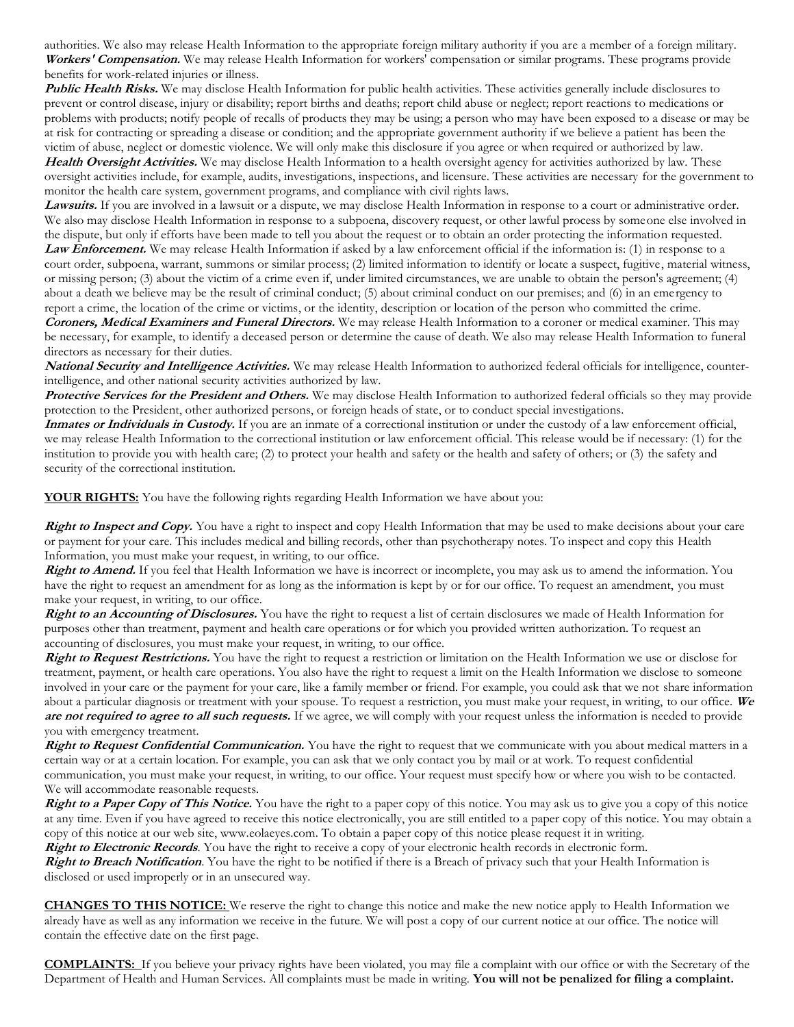authorities. We also may release Health Information to the appropriate foreign military authority if you are a member of a foreign military.

***Workers' Compensation.*** We may release Health Information for workers' compensation or similar programs. These programs provide benefits for work-related injuries or illness.

***Public Health Risks.*** We may disclose Health Information for public health activities. These activities generally include disclosures to prevent or control disease, injury or disability; report births and deaths; report child abuse or neglect; report reactions to medications or problems with products; notify people of recalls of products they may be using; a person who may have been exposed to a disease or may be at risk for contracting or spreading a disease or condition; and the appropriate government authority if we believe a patient has been the victim of abuse, neglect or domestic violence. We will only make this disclosure if you agree or when required or authorized by law.

***Health Oversight Activities.*** We may disclose Health Information to a health oversight agency for activities authorized by law. These oversight activities include, for example, audits, investigations, inspections, and licensure. These activities are necessary for the government to monitor the health care system, government programs, and compliance with civil rights laws.

***Lawsuits.*** If you are involved in a lawsuit or a dispute, we may disclose Health Information in response to a court or administrative order. We also may disclose Health Information in response to a subpoena, discovery request, or other lawful process by someone else involved in the dispute, but only if efforts have been made to tell you about the request or to obtain an order protecting the information requested.

***Law Enforcement.*** We may release Health Information if asked by a law enforcement official if the information is: (1) in response to a court order, subpoena, warrant, summons or similar process; (2) limited information to identify or locate a suspect, fugitive, material witness, or missing person; (3) about the victim of a crime even if, under limited circumstances, we are unable to obtain the person's agreement; (4) about a death we believe may be the result of criminal conduct; (5) about criminal conduct on our premises; and (6) in an emergency to report a crime, the location of the crime or victims, or the identity, description or location of the person who committed the crime.

***Coroners, Medical Examiners and Funeral Directors.*** We may release Health Information to a coroner or medical examiner. This may be necessary, for example, to identify a deceased person or determine the cause of death. We also may release Health Information to funeral directors as necessary for their duties.

***National Security and Intelligence Activities.*** We may release Health Information to authorized federal officials for intelligence, counter-intelligence, and other national security activities authorized by law.

***Protective Services for the President and Others.*** We may disclose Health Information to authorized federal officials so they may provide protection to the President, other authorized persons, or foreign heads of state, or to conduct special investigations.

***Inmates or Individuals in Custody.*** If you are an inmate of a correctional institution or under the custody of a law enforcement official, we may release Health Information to the correctional institution or law enforcement official. This release would be if necessary: (1) for the institution to provide you with health care; (2) to protect your health and safety or the health and safety of others; or (3) the safety and security of the correctional institution.

**YOUR RIGHTS:** You have the following rights regarding Health Information we have about you:

***Right to Inspect and Copy.*** You have a right to inspect and copy Health Information that may be used to make decisions about your care or payment for your care. This includes medical and billing records, other than psychotherapy notes. To inspect and copy this Health Information, you must make your request, in writing, to our office.

***Right to Amend.*** If you feel that Health Information we have is incorrect or incomplete, you may ask us to amend the information. You have the right to request an amendment for as long as the information is kept by or for our office. To request an amendment, you must make your request, in writing, to our office.

***Right to an Accounting of Disclosures.*** You have the right to request a list of certain disclosures we made of Health Information for purposes other than treatment, payment and health care operations or for which you provided written authorization. To request an accounting of disclosures, you must make your request, in writing, to our office.

***Right to Request Restrictions.*** You have the right to request a restriction or limitation on the Health Information we use or disclose for treatment, payment, or health care operations. You also have the right to request a limit on the Health Information we disclose to someone involved in your care or the payment for your care, like a family member or friend. For example, you could ask that we not share information about a particular diagnosis or treatment with your spouse. To request a restriction, you must make your request, in writing, to our office. ***We are not required to agree to all such requests.*** If we agree, we will comply with your request unless the information is needed to provide you with emergency treatment.

***Right to Request Confidential Communication.*** You have the right to request that we communicate with you about medical matters in a certain way or at a certain location. For example, you can ask that we only contact you by mail or at work. To request confidential communication, you must make your request, in writing, to our office. Your request must specify how or where you wish to be contacted. We will accommodate reasonable requests.

***Right to a Paper Copy of This Notice.*** You have the right to a paper copy of this notice. You may ask us to give you a copy of this notice at any time. Even if you have agreed to receive this notice electronically, you are still entitled to a paper copy of this notice. You may obtain a copy of this notice at our web site, www.eolaeyes.com. To obtain a paper copy of this notice please request it in writing.

***Right to Electronic Records***. You have the right to receive a copy of your electronic health records in electronic form.

***Right to Breach Notification***. You have the right to be notified if there is a Breach of privacy such that your Health Information is disclosed or used improperly or in an unsecured way.

**CHANGES TO THIS NOTICE:** We reserve the right to change this notice and make the new notice apply to Health Information we already have as well as any information we receive in the future. We will post a copy of our current notice at our office. The notice will contain the effective date on the first page.

**COMPLAINTS:** If you believe your privacy rights have been violated, you may file a complaint with our office or with the Secretary of the Department of Health and Human Services. All complaints must be made in writing. **You will not be penalized for filing a complaint.**